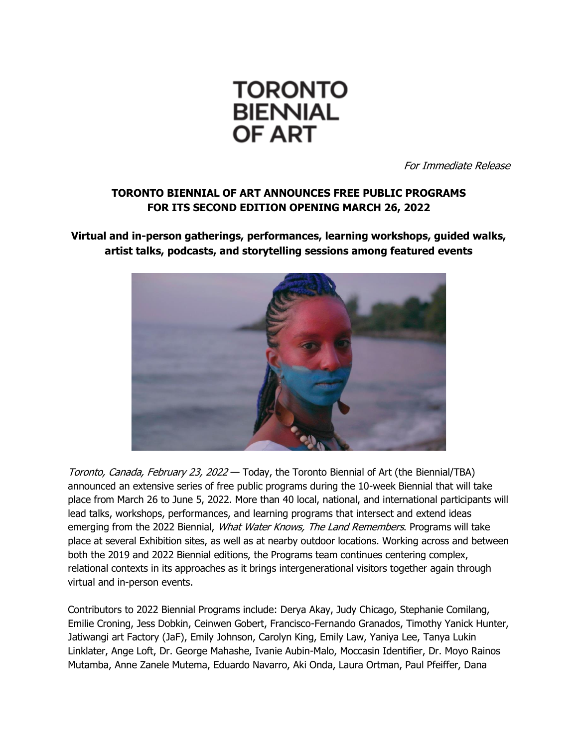TORONTO BIENNIAL OF ART

*For Immediate Release*

**TORONTO BIENNIAL OF ART ANNOUNCES FREE PUBLIC PROGRAMS FOR ITS SECOND EDITION OPENING MARCH 26, 2022**

**Virtual and in-person gatherings, performances, learning workshops, guided walks, artist talks, podcasts, and storytelling sessions among featured events**

*Toronto, Canada, February 23, 2022* — Today, the Toronto Biennial of Art (the Biennial/TBA) announced an extensive series of free public programs during the 10-week Biennial that will take place from March 26 to June 5, 2022. More than 40 local, national, and international participants will lead talks, workshops, performances, and learning programs that intersect and extend ideas emerging from the 2022 Biennial, *What Water Knows, The Land Remembers*. Programs will take place at several Exhibition sites, as well as at nearby outdoor locations. Working across and between both the 2019 and 2022 Biennial editions, the Programs team continues centering complex, relational contexts in its approaches as it brings intergenerational visitors together again through virtual and in-person events.

Contributors to 2022 Biennial Programs include: Derya Akay, Judy Chicago, Stephanie Comilang, Emilie Croning, Jess Dobkin, Ceinwen Gobert, Francisco-Fernando Granados, Timothy Yanick Hunter, Jatiwangi art Factory (JaF), Emily Johnson, Carolyn King, Emily Law, Yaniya Lee, Tanya Lukin Linklater, Ange Loft, Dr. George Mahashe, Ivanie Aubin-Malo, Moccasin Identifier, Dr. Moyo Rainos Mutamba, Anne Zanele Mutema, Eduardo Navarro, Aki Onda, Laura Ortman, Paul Pfeiffer, Dana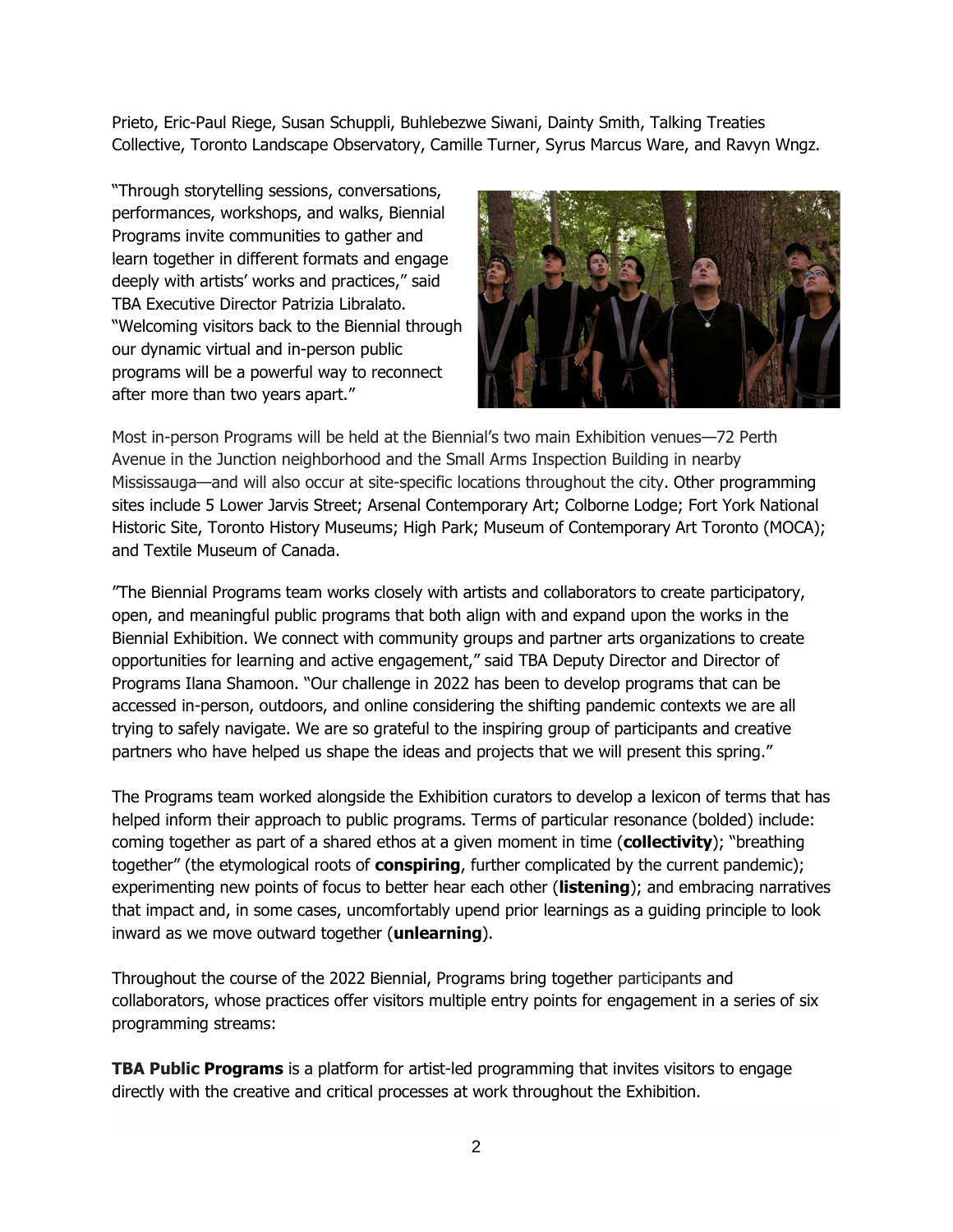Prieto, Eric-Paul Riege, Susan Schuppli, Buhlebezwe Siwani, Dainty Smith, Talking Treaties Collective, Toronto Landscape Observatory, Camille Turner, Syrus Marcus Ware, and Ravyn Wngz.

"Through storytelling sessions, conversations, performances, workshops, and walks, Biennial Programs invite communities to gather and learn together in different formats and engage deeply with artists' works and practices," said TBA Executive Director Patrizia Libralato. "Welcoming visitors back to the Biennial through our dynamic virtual and in-person public programs will be a powerful way to reconnect after more than two years apart."

Most in-person Programs will be held at the Biennial's two main Exhibition venues—72 Perth Avenue in the Junction neighborhood and the Small Arms Inspection Building in nearby Mississauga—and will also occur at site-specific locations throughout the city. Other programming sites include 5 Lower Jarvis Street; Arsenal Contemporary Art; Colborne Lodge; Fort York National Historic Site, Toronto History Museums; High Park; Museum of Contemporary Art Toronto (MOCA); and Textile Museum of Canada.

"The Biennial Programs team works closely with artists and collaborators to create participatory, open, and meaningful public programs that both align with and expand upon the works in the Biennial Exhibition. We connect with community groups and partner arts organizations to create opportunities for learning and active engagement," said TBA Deputy Director and Director of Programs Ilana Shamoon. "Our challenge in 2022 has been to develop programs that can be accessed in-person, outdoors, and online considering the shifting pandemic contexts we are all trying to safely navigate. We are so grateful to the inspiring group of participants and creative partners who have helped us shape the ideas and projects that we will present this spring."

The Programs team worked alongside the Exhibition curators to develop a lexicon of terms that has helped inform their approach to public programs. Terms of particular resonance (bolded) include: coming together as part of a shared ethos at a given moment in time (**collectivity**); "breathing together" (the etymological roots of **conspiring**, further complicated by the current pandemic); experimenting new points of focus to better hear each other (**listening**); and embracing narratives that impact and, in some cases, uncomfortably upend prior learnings as a guiding principle to look inward as we move outward together (**unlearning**).

Throughout the course of the 2022 Biennial, Programs bring together participants and collaborators, whose practices offer visitors multiple entry points for engagement in a series of six programming streams:

**TBA Public Programs** is a platform for artist-led programming that invites visitors to engage directly with the creative and critical processes at work throughout the Exhibition.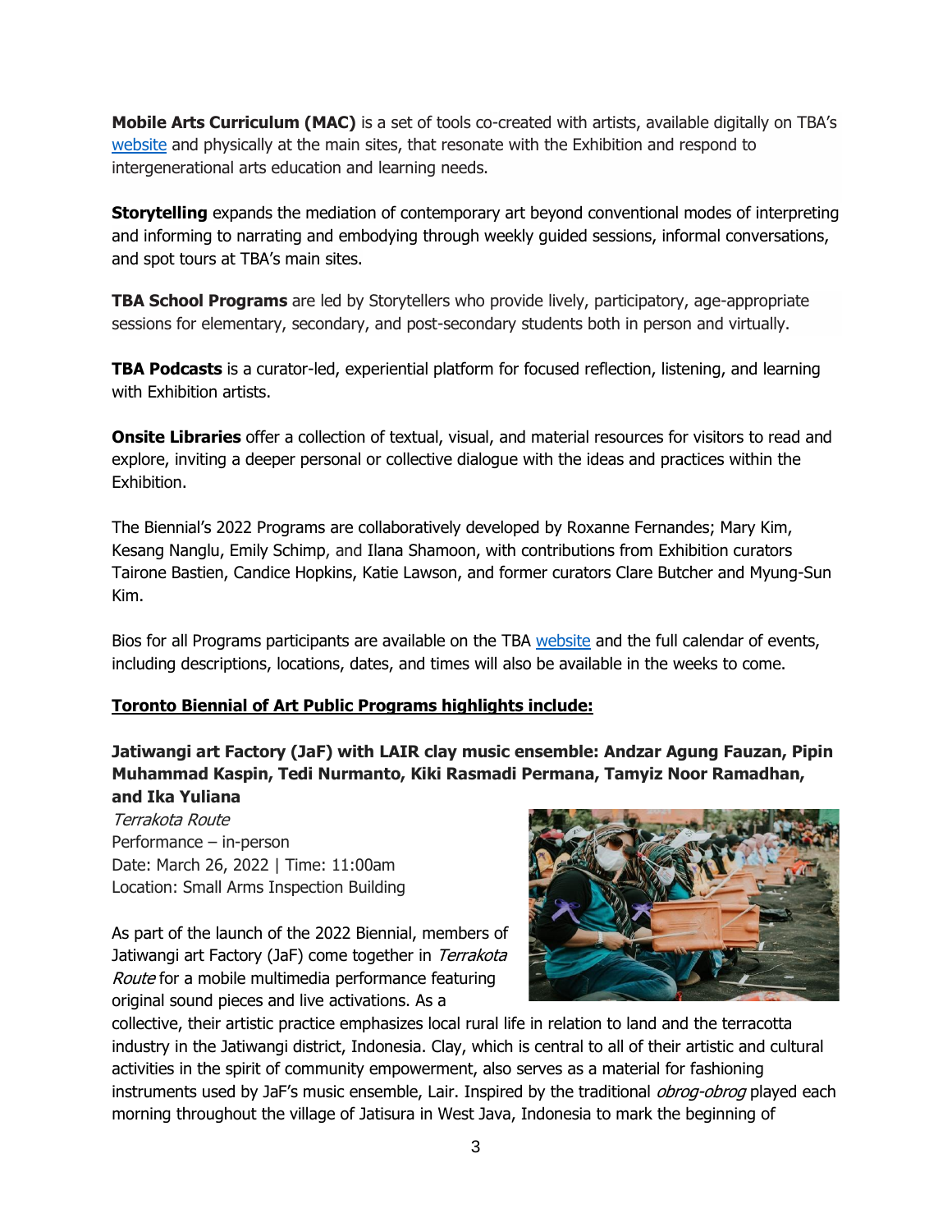**Mobile Arts Curriculum (MAC)** is a set of tools co-created with artists, available digitally on TBA's website and physically at the main sites, that resonate with the Exhibition and respond to intergenerational arts education and learning needs.

**Storytelling** expands the mediation of contemporary art beyond conventional modes of interpreting and informing to narrating and embodying through weekly guided sessions, informal conversations, and spot tours at TBA's main sites.

**TBA School Programs** are led by Storytellers who provide lively, participatory, age-appropriate sessions for elementary, secondary, and post-secondary students both in person and virtually.

**TBA Podcasts** is a curator-led, experiential platform for focused reflection, listening, and learning with Exhibition artists.

**Onsite Libraries** offer a collection of textual, visual, and material resources for visitors to read and explore, inviting a deeper personal or collective dialogue with the ideas and practices within the Exhibition.

The Biennial's 2022 Programs are collaboratively developed by Roxanne Fernandes; Mary Kim, Kesang Nanglu, Emily Schimp, and Ilana Shamoon, with contributions from Exhibition curators Tairone Bastien, Candice Hopkins, Katie Lawson, and former curators Clare Butcher and Myung-Sun Kim.

Bios for all Programs participants are available on the TBA website and the full calendar of events, including descriptions, locations, dates, and times will also be available in the weeks to come.

**Toronto Biennial of Art Public Programs highlights include:**

**Jatiwangi art Factory (JaF) with LAIR clay music ensemble: Andzar Agung Fauzan, Pipin Muhammad Kaspin, Tedi Nurmanto, Kiki Rasmadi Permana, Tamyiz Noor Ramadhan, and Ika Yuliana**

*Terrakota Route*
Performance – in-person
Date: March 26, 2022 | Time: 11:00am
Location: Small Arms Inspection Building

As part of the launch of the 2022 Biennial, members of Jatiwangi art Factory (JaF) come together in *Terrakota Route* for a mobile multimedia performance featuring original sound pieces and live activations. As a collective, their artistic practice emphasizes local rural life in relation to land and the terracotta industry in the Jatiwangi district, Indonesia. Clay, which is central to all of their artistic and cultural activities in the spirit of community empowerment, also serves as a material for fashioning instruments used by JaF's music ensemble, Lair. Inspired by the traditional *obrog-obrog* played each morning throughout the village of Jatisura in West Java, Indonesia to mark the beginning of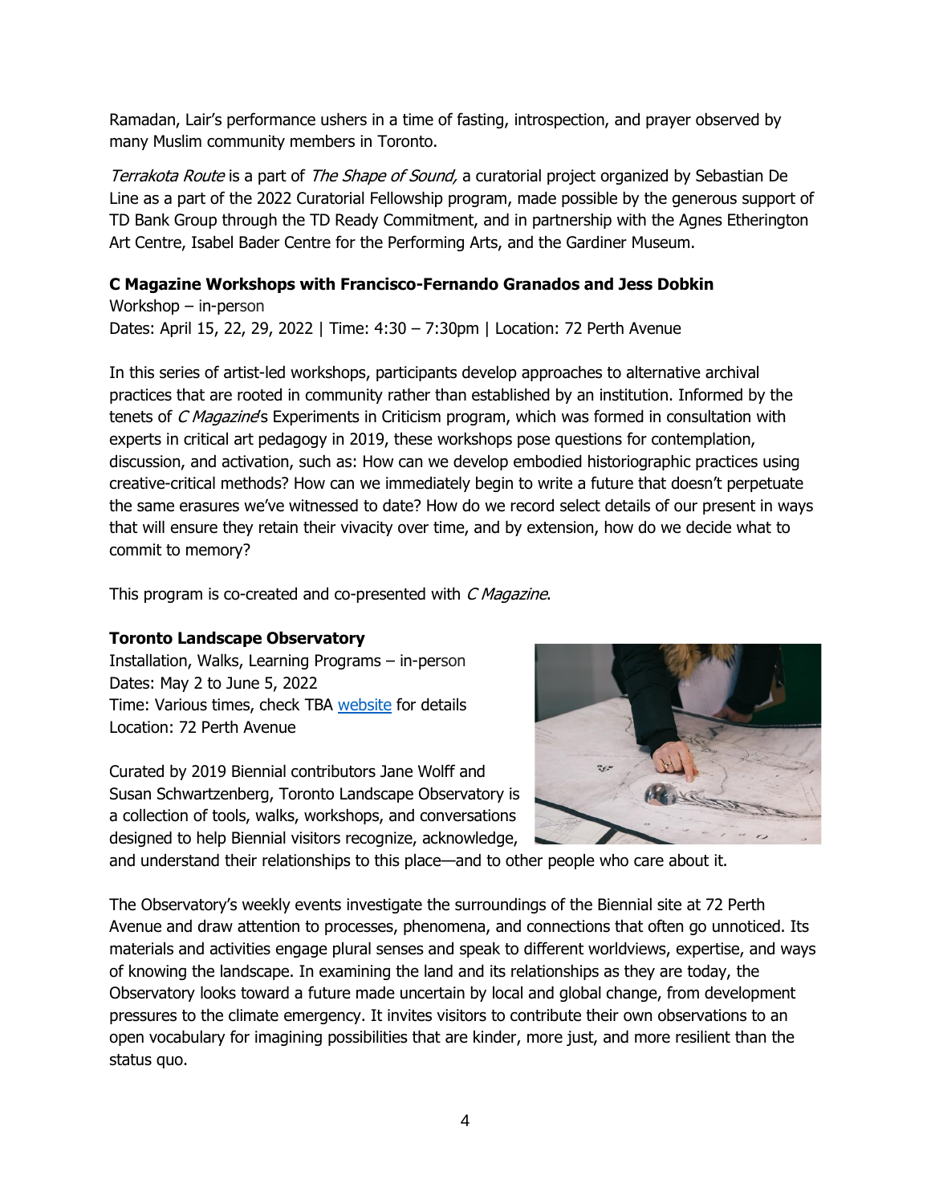Ramadan, Lair's performance ushers in a time of fasting, introspection, and prayer observed by many Muslim community members in Toronto.

*Terrakota Route* is a part of *The Shape of Sound,* a curatorial project organized by Sebastian De Line as a part of the 2022 Curatorial Fellowship program, made possible by the generous support of TD Bank Group through the TD Ready Commitment, and in partnership with the Agnes Etherington Art Centre, Isabel Bader Centre for the Performing Arts, and the Gardiner Museum.

**C Magazine Workshops with Francisco-Fernando Granados and Jess Dobkin**
Workshop – in-person
Dates: April 15, 22, 29, 2022 | Time: 4:30 – 7:30pm | Location: 72 Perth Avenue

In this series of artist-led workshops, participants develop approaches to alternative archival practices that are rooted in community rather than established by an institution. Informed by the tenets of *C Magazine*'s Experiments in Criticism program, which was formed in consultation with experts in critical art pedagogy in 2019, these workshops pose questions for contemplation, discussion, and activation, such as: How can we develop embodied historiographic practices using creative-critical methods? How can we immediately begin to write a future that doesn't perpetuate the same erasures we've witnessed to date? How do we record select details of our present in ways that will ensure they retain their vivacity over time, and by extension, how do we decide what to commit to memory?

This program is co-created and co-presented with *C Magazine*.

**Toronto Landscape Observatory**
Installation, Walks, Learning Programs – in-person
Dates: May 2 to June 5, 2022
Time: Various times, check TBA [website] for details
Location: 72 Perth Avenue

Curated by 2019 Biennial contributors Jane Wolff and Susan Schwartzenberg, Toronto Landscape Observatory is a collection of tools, walks, workshops, and conversations designed to help Biennial visitors recognize, acknowledge, and understand their relationships to this place—and to other people who care about it.

The Observatory's weekly events investigate the surroundings of the Biennial site at 72 Perth Avenue and draw attention to processes, phenomena, and connections that often go unnoticed. Its materials and activities engage plural senses and speak to different worldviews, expertise, and ways of knowing the landscape. In examining the land and its relationships as they are today, the Observatory looks toward a future made uncertain by local and global change, from development pressures to the climate emergency. It invites visitors to contribute their own observations to an open vocabulary for imagining possibilities that are kinder, more just, and more resilient than the status quo.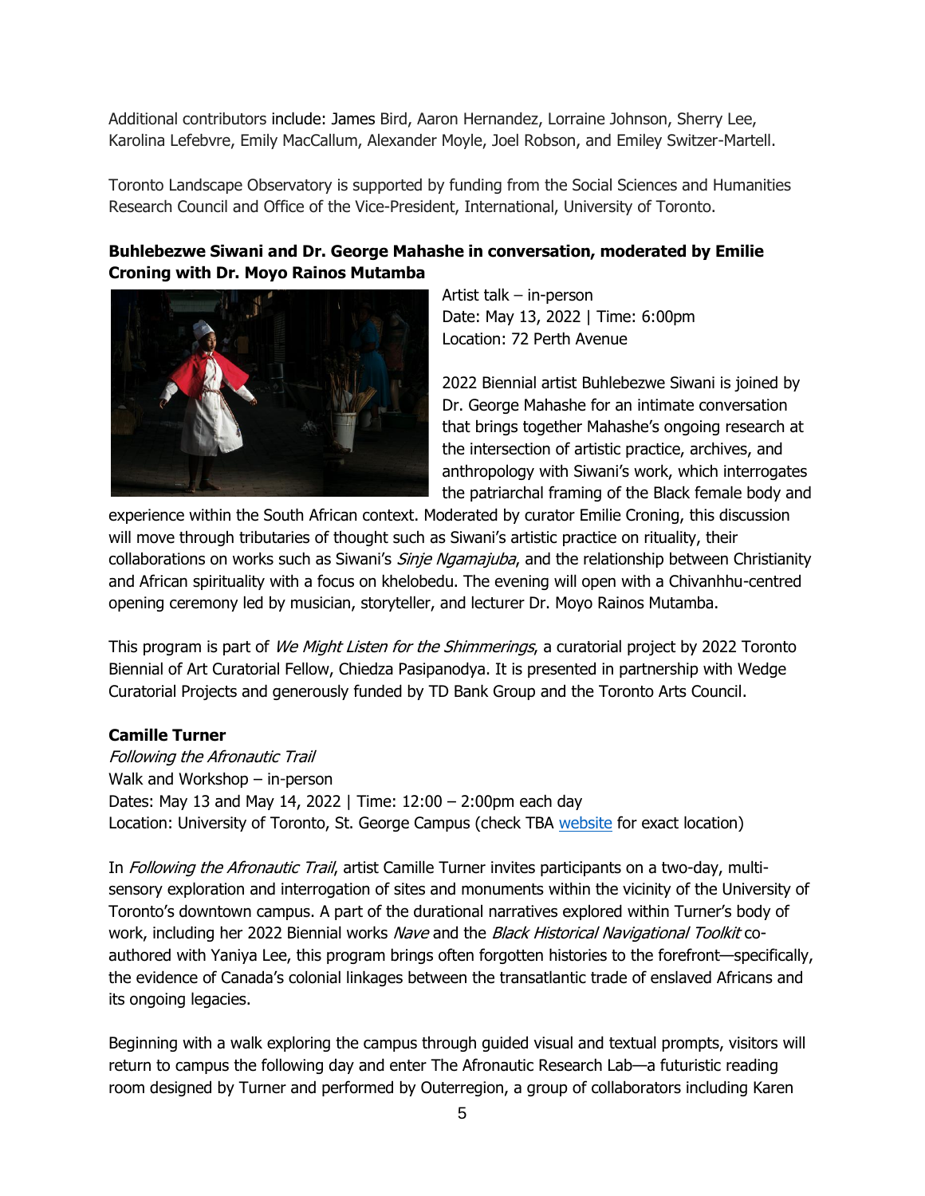Additional contributors include: James Bird, Aaron Hernandez, Lorraine Johnson, Sherry Lee, Karolina Lefebvre, Emily MacCallum, Alexander Moyle, Joel Robson, and Emiley Switzer-Martell.

Toronto Landscape Observatory is supported by funding from the Social Sciences and Humanities Research Council and Office of the Vice-President, International, University of Toronto.

**Buhlebezwe Siwani and Dr. George Mahashe in conversation, moderated by Emilie Croning with Dr. Moyo Rainos Mutamba**

Artist talk – in-person
Date: May 13, 2022 | Time: 6:00pm
Location: 72 Perth Avenue

2022 Biennial artist Buhlebezwe Siwani is joined by Dr. George Mahashe for an intimate conversation that brings together Mahashe's ongoing research at the intersection of artistic practice, archives, and anthropology with Siwani's work, which interrogates the patriarchal framing of the Black female body and experience within the South African context. Moderated by curator Emilie Croning, this discussion will move through tributaries of thought such as Siwani's artistic practice on rituality, their collaborations on works such as Siwani's *Sinje Ngamajuba*, and the relationship between Christianity and African spirituality with a focus on khelobedu. The evening will open with a Chivanhhu-centred opening ceremony led by musician, storyteller, and lecturer Dr. Moyo Rainos Mutamba.

This program is part of *We Might Listen for the Shimmerings*, a curatorial project by 2022 Toronto Biennial of Art Curatorial Fellow, Chiedza Pasipanodya. It is presented in partnership with Wedge Curatorial Projects and generously funded by TD Bank Group and the Toronto Arts Council.

**Camille Turner**
*Following the Afronautic Trail*
Walk and Workshop – in-person
Dates: May 13 and May 14, 2022 | Time: 12:00 – 2:00pm each day
Location: University of Toronto, St. George Campus (check TBA website for exact location)

In *Following the Afronautic Trail*, artist Camille Turner invites participants on a two-day, multi-sensory exploration and interrogation of sites and monuments within the vicinity of the University of Toronto's downtown campus. A part of the durational narratives explored within Turner's body of work, including her 2022 Biennial works *Nave* and the *Black Historical Navigational Toolkit* co-authored with Yaniya Lee, this program brings often forgotten histories to the forefront—specifically, the evidence of Canada's colonial linkages between the transatlantic trade of enslaved Africans and its ongoing legacies.

Beginning with a walk exploring the campus through guided visual and textual prompts, visitors will return to campus the following day and enter The Afronautic Research Lab—a futuristic reading room designed by Turner and performed by Outerregion, a group of collaborators including Karen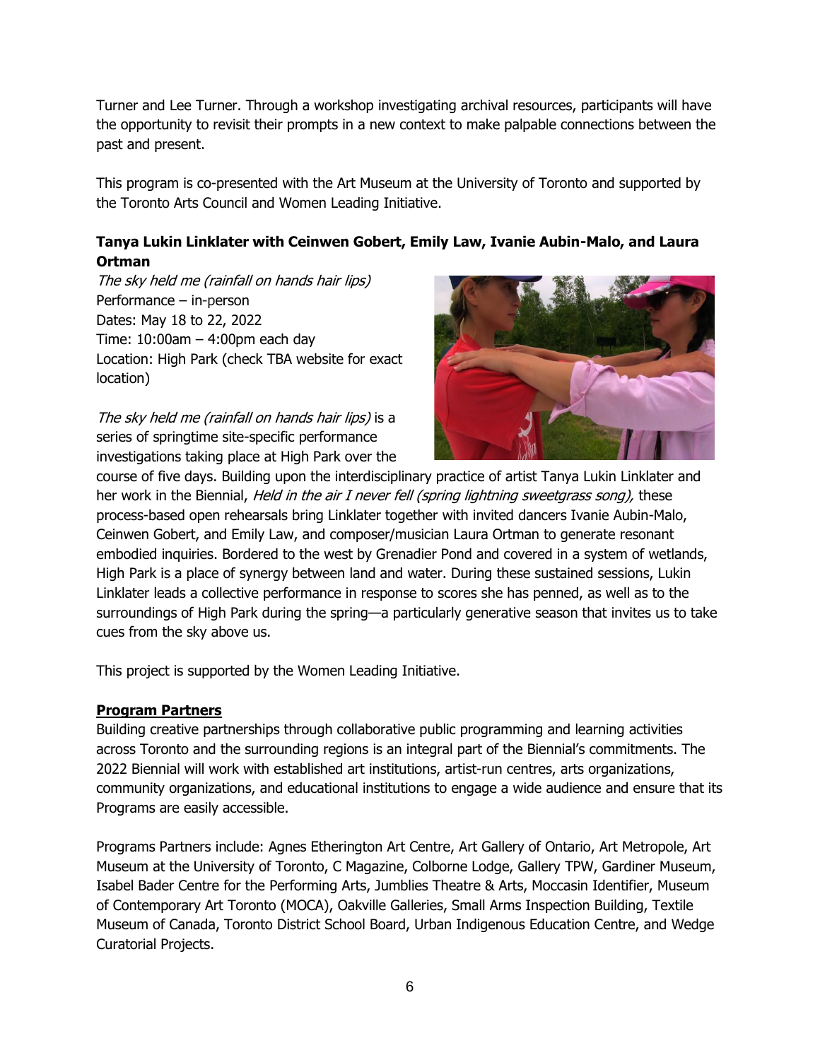Turner and Lee Turner. Through a workshop investigating archival resources, participants will have the opportunity to revisit their prompts in a new context to make palpable connections between the past and present.

This program is co-presented with the Art Museum at the University of Toronto and supported by the Toronto Arts Council and Women Leading Initiative.

**Tanya Lukin Linklater with Ceinwen Gobert, Emily Law, Ivanie Aubin-Malo, and Laura Ortman**

*The sky held me (rainfall on hands hair lips)*
Performance – in-person
Dates: May 18 to 22, 2022
Time: 10:00am – 4:00pm each day
Location: High Park (check TBA website for exact location)

*The sky held me (rainfall on hands hair lips)* is a series of springtime site-specific performance investigations taking place at High Park over the course of five days. Building upon the interdisciplinary practice of artist Tanya Lukin Linklater and her work in the Biennial, *Held in the air I never fell (spring lightning sweetgrass song),* these process-based open rehearsals bring Linklater together with invited dancers Ivanie Aubin-Malo, Ceinwen Gobert, and Emily Law, and composer/musician Laura Ortman to generate resonant embodied inquiries. Bordered to the west by Grenadier Pond and covered in a system of wetlands, High Park is a place of synergy between land and water. During these sustained sessions, Lukin Linklater leads a collective performance in response to scores she has penned, as well as to the surroundings of High Park during the spring—a particularly generative season that invites us to take cues from the sky above us.

This project is supported by the Women Leading Initiative.

**Program Partners**

Building creative partnerships through collaborative public programming and learning activities across Toronto and the surrounding regions is an integral part of the Biennial's commitments. The 2022 Biennial will work with established art institutions, artist-run centres, arts organizations, community organizations, and educational institutions to engage a wide audience and ensure that its Programs are easily accessible.

Programs Partners include: Agnes Etherington Art Centre, Art Gallery of Ontario, Art Metropole, Art Museum at the University of Toronto, C Magazine, Colborne Lodge, Gallery TPW, Gardiner Museum, Isabel Bader Centre for the Performing Arts, Jumblies Theatre & Arts, Moccasin Identifier, Museum of Contemporary Art Toronto (MOCA), Oakville Galleries, Small Arms Inspection Building, Textile Museum of Canada, Toronto District School Board, Urban Indigenous Education Centre, and Wedge Curatorial Projects.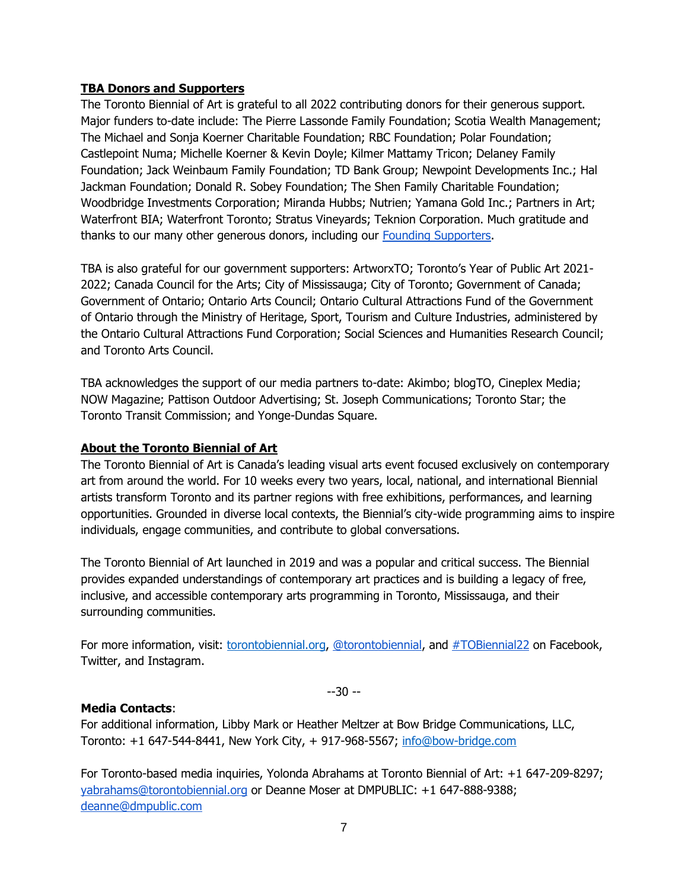**TBA Donors and Supporters**

The Toronto Biennial of Art is grateful to all 2022 contributing donors for their generous support. Major funders to-date include: The Pierre Lassonde Family Foundation; Scotia Wealth Management; The Michael and Sonja Koerner Charitable Foundation; RBC Foundation; Polar Foundation; Castlepoint Numa; Michelle Koerner & Kevin Doyle; Kilmer Mattamy Tricon; Delaney Family Foundation; Jack Weinbaum Family Foundation; TD Bank Group; Newpoint Developments Inc.; Hal Jackman Foundation; Donald R. Sobey Foundation; The Shen Family Charitable Foundation; Woodbridge Investments Corporation; Miranda Hubbs; Nutrien; Yamana Gold Inc.; Partners in Art; Waterfront BIA; Waterfront Toronto; Stratus Vineyards; Teknion Corporation. Much gratitude and thanks to our many other generous donors, including our [Founding Supporters](Founding Supporters).

TBA is also grateful for our government supporters: ArtworxTO; Toronto's Year of Public Art 2021-2022; Canada Council for the Arts; City of Mississauga; City of Toronto; Government of Canada; Government of Ontario; Ontario Arts Council; Ontario Cultural Attractions Fund of the Government of Ontario through the Ministry of Heritage, Sport, Tourism and Culture Industries, administered by the Ontario Cultural Attractions Fund Corporation; Social Sciences and Humanities Research Council; and Toronto Arts Council.

TBA acknowledges the support of our media partners to-date: Akimbo; blogTO, Cineplex Media; NOW Magazine; Pattison Outdoor Advertising; St. Joseph Communications; Toronto Star; the Toronto Transit Commission; and Yonge-Dundas Square.

**About the Toronto Biennial of Art**

The Toronto Biennial of Art is Canada's leading visual arts event focused exclusively on contemporary art from around the world. For 10 weeks every two years, local, national, and international Biennial artists transform Toronto and its partner regions with free exhibitions, performances, and learning opportunities. Grounded in diverse local contexts, the Biennial's city-wide programming aims to inspire individuals, engage communities, and contribute to global conversations.

The Toronto Biennial of Art launched in 2019 and was a popular and critical success. The Biennial provides expanded understandings of contemporary art practices and is building a legacy of free, inclusive, and accessible contemporary arts programming in Toronto, Mississauga, and their surrounding communities.

For more information, visit: torontobiennial.org, @torontobiennial, and #TOBiennial22 on Facebook, Twitter, and Instagram.

--30 --

**Media Contacts**:

For additional information, Libby Mark or Heather Meltzer at Bow Bridge Communications, LLC, Toronto: +1 647-544-8441, New York City, + 917-968-5567; info@bow-bridge.com

For Toronto-based media inquiries, Yolonda Abrahams at Toronto Biennial of Art: +1 647-209-8297; yabrahams@torontobiennial.org or Deanne Moser at DMPUBLIC: +1 647-888-9388; deanne@dmpublic.com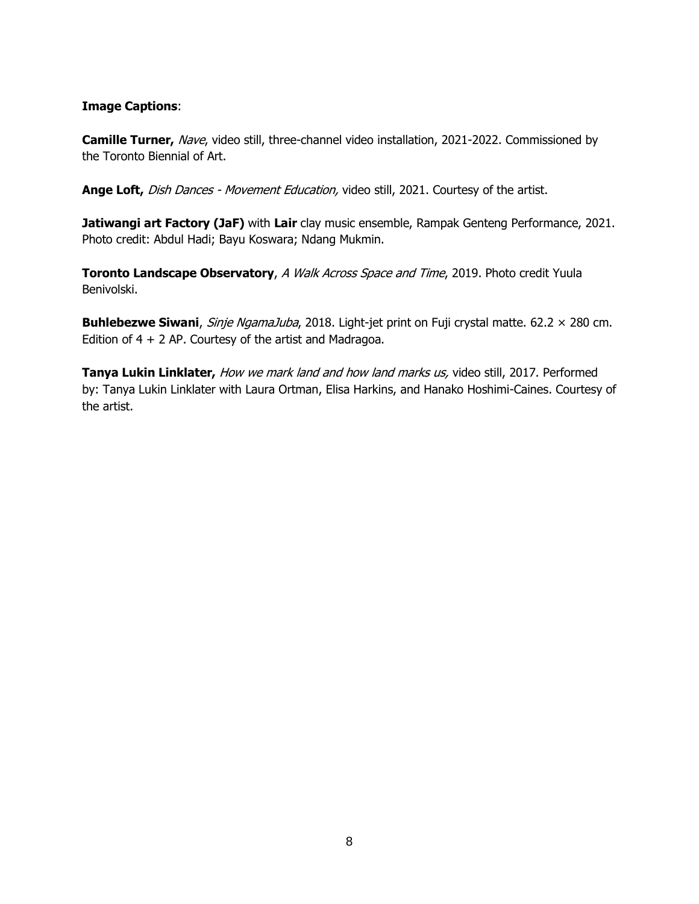**Image Captions**:

**Camille Turner,** *Nave*, video still, three-channel video installation, 2021-2022. Commissioned by the Toronto Biennial of Art.

**Ange Loft,** *Dish Dances - Movement Education,* video still, 2021. Courtesy of the artist.

**Jatiwangi art Factory (JaF)** with **Lair** clay music ensemble, Rampak Genteng Performance, 2021. Photo credit: Abdul Hadi; Bayu Koswara; Ndang Mukmin.

**Toronto Landscape Observatory**, *A Walk Across Space and Time*, 2019. Photo credit Yuula Benivolski.

**Buhlebezwe Siwani**, *Sinje NgamaJuba*, 2018. Light-jet print on Fuji crystal matte. 62.2 × 280 cm. Edition of 4 + 2 AP. Courtesy of the artist and Madragoa.

**Tanya Lukin Linklater,** *How we mark land and how land marks us,* video still, 2017. Performed by: Tanya Lukin Linklater with Laura Ortman, Elisa Harkins, and Hanako Hoshimi-Caines. Courtesy of the artist.